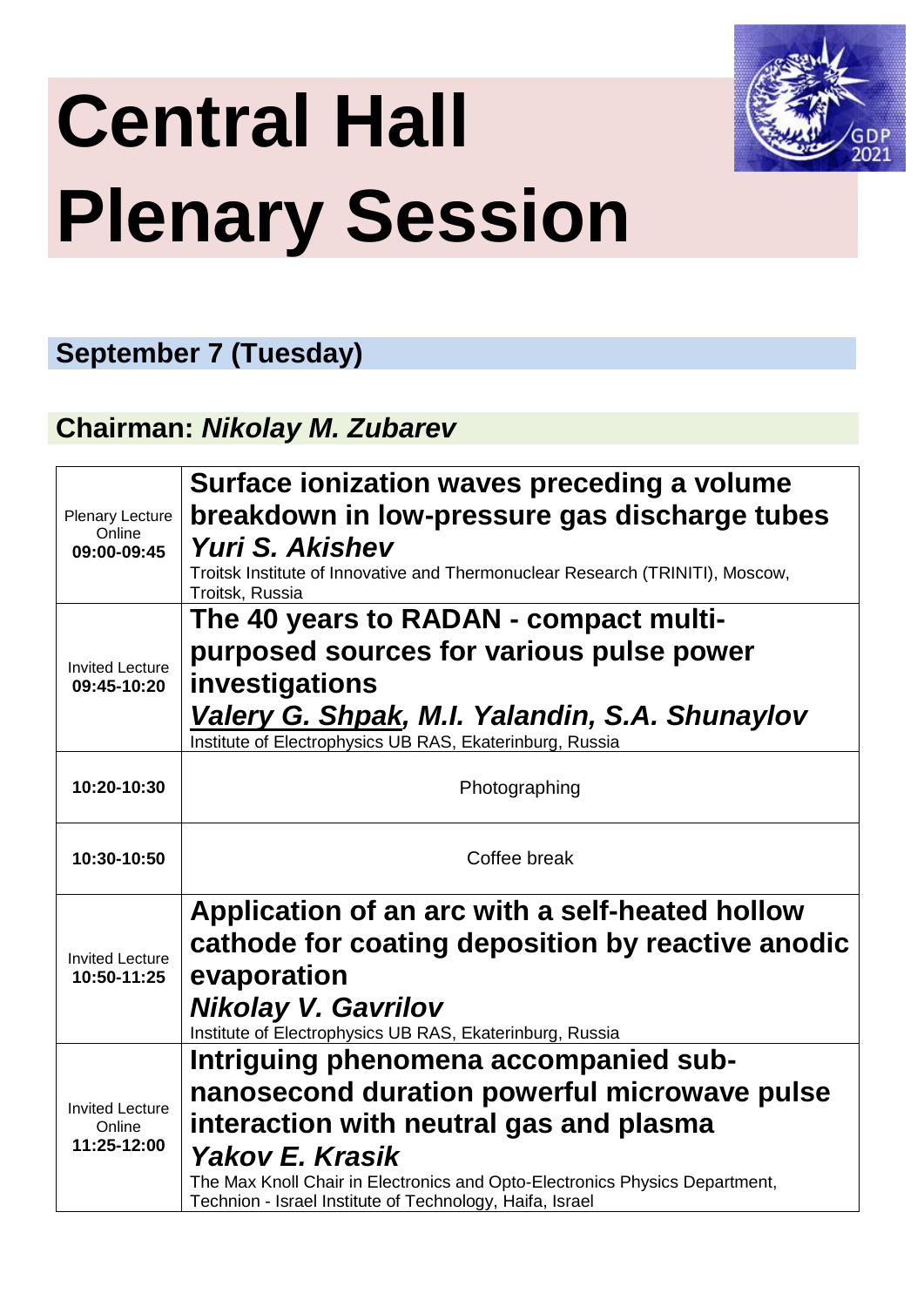# Central Hall
# Plenary Session

## September 7 (Tuesday)

## Chairman: *Nikolay M. Zubarev*

| | |
|---|---|
| Plenary Lecture<br>Online<br>**09:00-09:45** | **Surface ionization waves preceding a volume breakdown in low-pressure gas discharge tubes**<br>***Yuri S. Akishev***<br>Troitsk Institute of Innovative and Thermonuclear Research (TRINITI), Moscow, Troitsk, Russia |
| Invited Lecture<br>**09:45-10:20** | **The 40 years to RADAN - compact multi-purposed sources for various pulse power investigations**<br>***<u>Valery G. Shpak</u>, M.I. Yalandin, S.A. Shunaylov***<br>Institute of Electrophysics UB RAS, Ekaterinburg, Russia |
| **10:20-10:30** | Photographing |
| **10:30-10:50** | Coffee break |
| Invited Lecture<br>**10:50-11:25** | **Application of an arc with a self-heated hollow cathode for coating deposition by reactive anodic evaporation**<br>***Nikolay V. Gavrilov***<br>Institute of Electrophysics UB RAS, Ekaterinburg, Russia |
| Invited Lecture<br>Online<br>**11:25-12:00** | **Intriguing phenomena accompanied sub-nanosecond duration powerful microwave pulse interaction with neutral gas and plasma**<br>***Yakov E. Krasik***<br>The Max Knoll Chair in Electronics and Opto-Electronics Physics Department, Technion - Israel Institute of Technology, Haifa, Israel |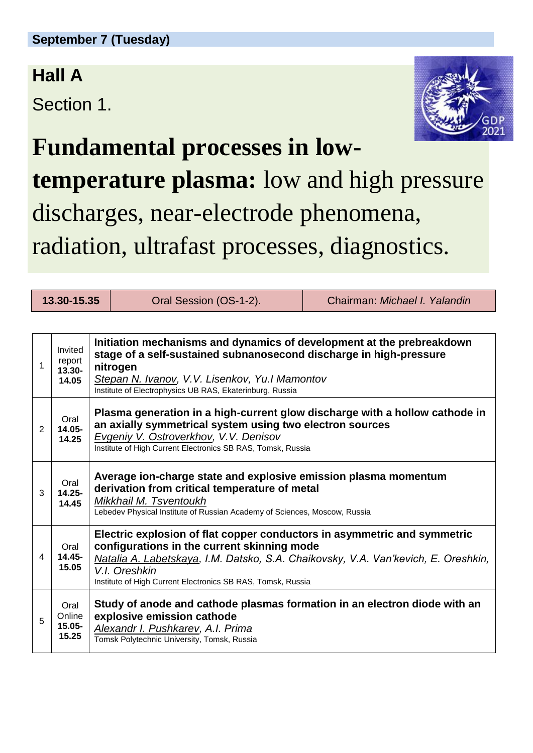**September 7 (Tuesday)**

## Hall A

Section 1.

# **Fundamental processes in low-temperature plasma:** low and high pressure discharges, near-electrode phenomena, radiation, ultrafast processes, diagnostics.

| **13.30-15.35** | Oral Session (OS-1-2). | Chairman: *Michael I. Yalandin* |
|---|---|---|

| | | |
|---|---|---|
| 1 | Invited report **13.30-14.05** | **Initiation mechanisms and dynamics of development at the prebreakdown stage of a self-sustained subnanosecond discharge in high-pressure nitrogen**<br>*Stepan N. Ivanov, V.V. Lisenkov, Yu.I Mamontov*<br>Institute of Electrophysics UB RAS, Ekaterinburg, Russia |
| 2 | Oral **14.05-14.25** | **Plasma generation in a high-current glow discharge with a hollow cathode in an axially symmetrical system using two electron sources**<br>*Evgeniy V. Ostroverkhov, V.V. Denisov*<br>Institute of High Current Electronics SB RAS, Tomsk, Russia |
| 3 | Oral **14.25-14.45** | **Average ion-charge state and explosive emission plasma momentum derivation from critical temperature of metal**<br>*Mikkhail M. Tsventoukh*<br>Lebedev Physical Institute of Russian Academy of Sciences, Moscow, Russia |
| 4 | Oral **14.45-15.05** | **Electric explosion of flat copper conductors in asymmetric and symmetric configurations in the current skinning mode**<br>*Natalia A. Labetskaya, I.M. Datsko, S.A. Chaikovsky, V.A. Van'kevich, E. Oreshkin, V.I. Oreshkin*<br>Institute of High Current Electronics SB RAS, Tomsk, Russia |
| 5 | Oral Online **15.05-15.25** | **Study of anode and cathode plasmas formation in an electron diode with an explosive emission cathode**<br>*Alexandr I. Pushkarev, A.I. Prima*<br>Tomsk Polytechnic University, Tomsk, Russia |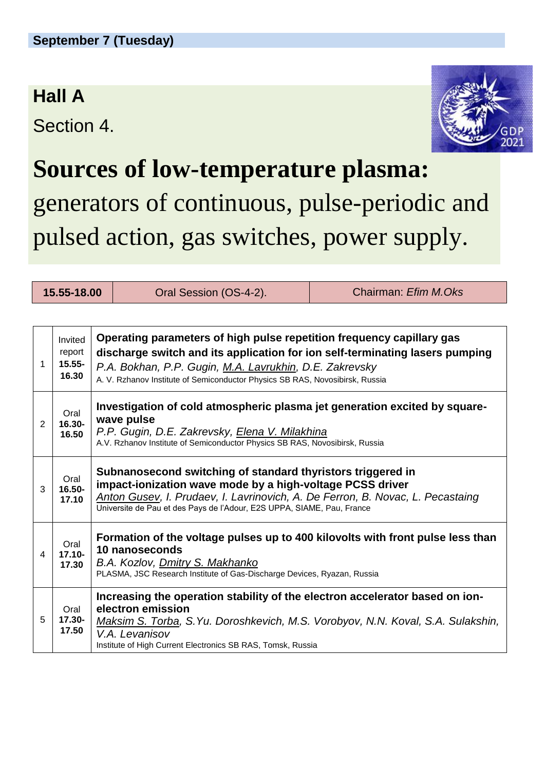**September 7 (Tuesday)**

## Hall A

Section 4.

# Sources of low-temperature plasma:

generators of continuous, pulse-periodic and pulsed action, gas switches, power supply.

| **15.55-18.00** | Oral Session (OS-4-2). | Chairman: *Efim M.Oks* |
|---|---|---|

| | | |
|---|---|---|
| 1 | Invited report **15.55-16.30** | **Operating parameters of high pulse repetition frequency capillary gas discharge switch and its application for ion self-terminating lasers pumping** *P.A. Bokhan, P.P. Gugin, M.A. Lavrukhin, D.E. Zakrevsky* A. V. Rzhanov Institute of Semiconductor Physics SB RAS, Novosibirsk, Russia |
| 2 | Oral **16.30-16.50** | **Investigation of cold atmospheric plasma jet generation excited by square-wave pulse** *P.P. Gugin, D.E. Zakrevsky, Elena V. Milakhina* A.V. Rzhanov Institute of Semiconductor Physics SB RAS, Novosibirsk, Russia |
| 3 | Oral **16.50-17.10** | **Subnanosecond switching of standard thyristors triggered in impact-ionization wave mode by a high-voltage PCSS driver** *Anton Gusev, I. Prudaev, I. Lavrinovich, A. De Ferron, B. Novac, L. Pecastaing* Universite de Pau et des Pays de l'Adour, E2S UPPA, SIAME, Pau, France |
| 4 | Oral **17.10-17.30** | **Formation of the voltage pulses up to 400 kilovolts with front pulse less than 10 nanoseconds** *B.A. Kozlov, Dmitry S. Makhanko* PLASMA, JSC Research Institute of Gas-Discharge Devices, Ryazan, Russia |
| 5 | Oral **17.30-17.50** | **Increasing the operation stability of the electron accelerator based on ion-electron emission** *Maksim S. Torba, S.Yu. Doroshkevich, M.S. Vorobyov, N.N. Koval, S.A. Sulakshin, V.A. Levanisov* Institute of High Current Electronics SB RAS, Tomsk, Russia |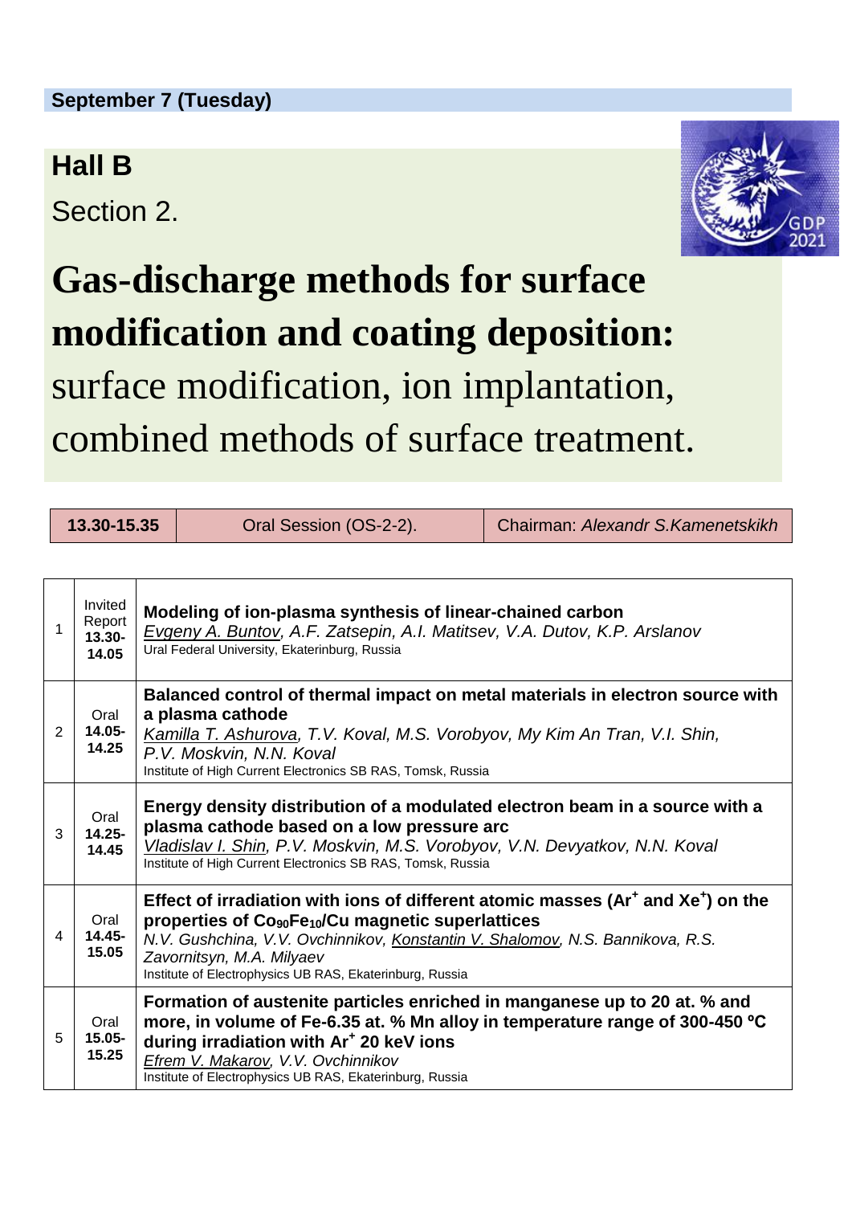**September 7 (Tuesday)**

## Hall B

Section 2.

# Gas-discharge methods for surface modification and coating deposition:

surface modification, ion implantation, combined methods of surface treatment.

| **13.30-15.35** | Oral Session (OS-2-2). | Chairman: *Alexandr S.Kamenetskikh* |
|---|---|---|

| | | |
|---|---|---|
| 1 | Invited Report **13.30-14.05** | **Modeling of ion-plasma synthesis of linear-chained carbon** <br> *Evgeny A. Buntov, A.F. Zatsepin, A.I. Matitsev, V.A. Dutov, K.P. Arslanov* <br> Ural Federal University, Ekaterinburg, Russia |
| 2 | Oral **14.05-14.25** | **Balanced control of thermal impact on metal materials in electron source with a plasma cathode** <br> *Kamilla T. Ashurova, T.V. Koval, M.S. Vorobyov, My Kim An Tran, V.I. Shin, P.V. Moskvin, N.N. Koval* <br> Institute of High Current Electronics SB RAS, Tomsk, Russia |
| 3 | Oral **14.25-14.45** | **Energy density distribution of a modulated electron beam in a source with a plasma cathode based on a low pressure arc** <br> *Vladislav I. Shin, P.V. Moskvin, M.S. Vorobyov, V.N. Devyatkov, N.N. Koval* <br> Institute of High Current Electronics SB RAS, Tomsk, Russia |
| 4 | Oral **14.45-15.05** | **Effect of irradiation with ions of different atomic masses ($Ar^+$ and $Xe^+$) on the properties of $Co_{90}Fe_{10}$/Cu magnetic superlattices** <br> *N.V. Gushchina, V.V. Ovchinnikov, Konstantin V. Shalomov, N.S. Bannikova, R.S. Zavornitsyn, M.A. Milyaev* <br> Institute of Electrophysics UB RAS, Ekaterinburg, Russia |
| 5 | Oral **15.05-15.25** | **Formation of austenite particles enriched in manganese up to 20 at. % and more, in volume of Fe-6.35 at. % Mn alloy in temperature range of 300-450 ºC during irradiation with $Ar^+$ 20 keV ions** <br> *Efrem V. Makarov, V.V. Ovchinnikov* <br> Institute of Electrophysics UB RAS, Ekaterinburg, Russia |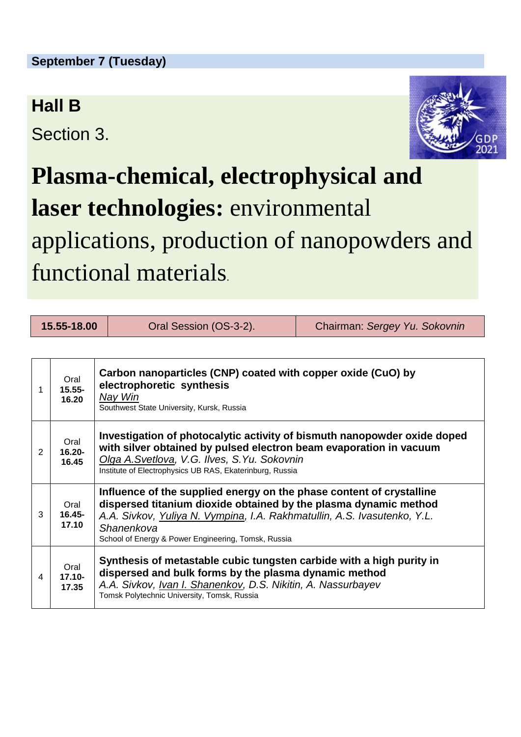**September 7 (Tuesday)**

## Hall B

Section 3.

# **Plasma-chemical, electrophysical and laser technologies:** environmental applications, production of nanopowders and functional materials.

| | | |
|---|---|---|
| **15.55-18.00** | Oral Session (OS-3-2). | Chairman: *Sergey Yu. Sokovnin* |

| | | |
|---|---|---|
| 1 | Oral **15.55-16.20** | **Carbon nanoparticles (CNP) coated with copper oxide (CuO) by electrophoretic synthesis** <br> *Nay Win* <br> Southwest State University, Kursk, Russia |
| 2 | Oral **16.20-16.45** | **Investigation of photocalytic activity of bismuth nanopowder oxide doped with silver obtained by pulsed electron beam evaporation in vacuum** <br> *Olga A.Svetlova, V.G. Ilves, S.Yu. Sokovnin* <br> Institute of Electrophysics UB RAS, Ekaterinburg, Russia |
| 3 | Oral **16.45-17.10** | **Influence of the supplied energy on the phase content of crystalline dispersed titanium dioxide obtained by the plasma dynamic method** <br> *A.A. Sivkov, Yuliya N. Vympina, I.A. Rakhmatullin, A.S. Ivasutenko, Y.L. Shanenkova* <br> School of Energy & Power Engineering, Tomsk, Russia |
| 4 | Oral **17.10-17.35** | **Synthesis of metastable cubic tungsten carbide with a high purity in dispersed and bulk forms by the plasma dynamic method** <br> *A.A. Sivkov, Ivan I. Shanenkov, D.S. Nikitin, A. Nassurbayev* <br> Tomsk Polytechnic University, Tomsk, Russia |